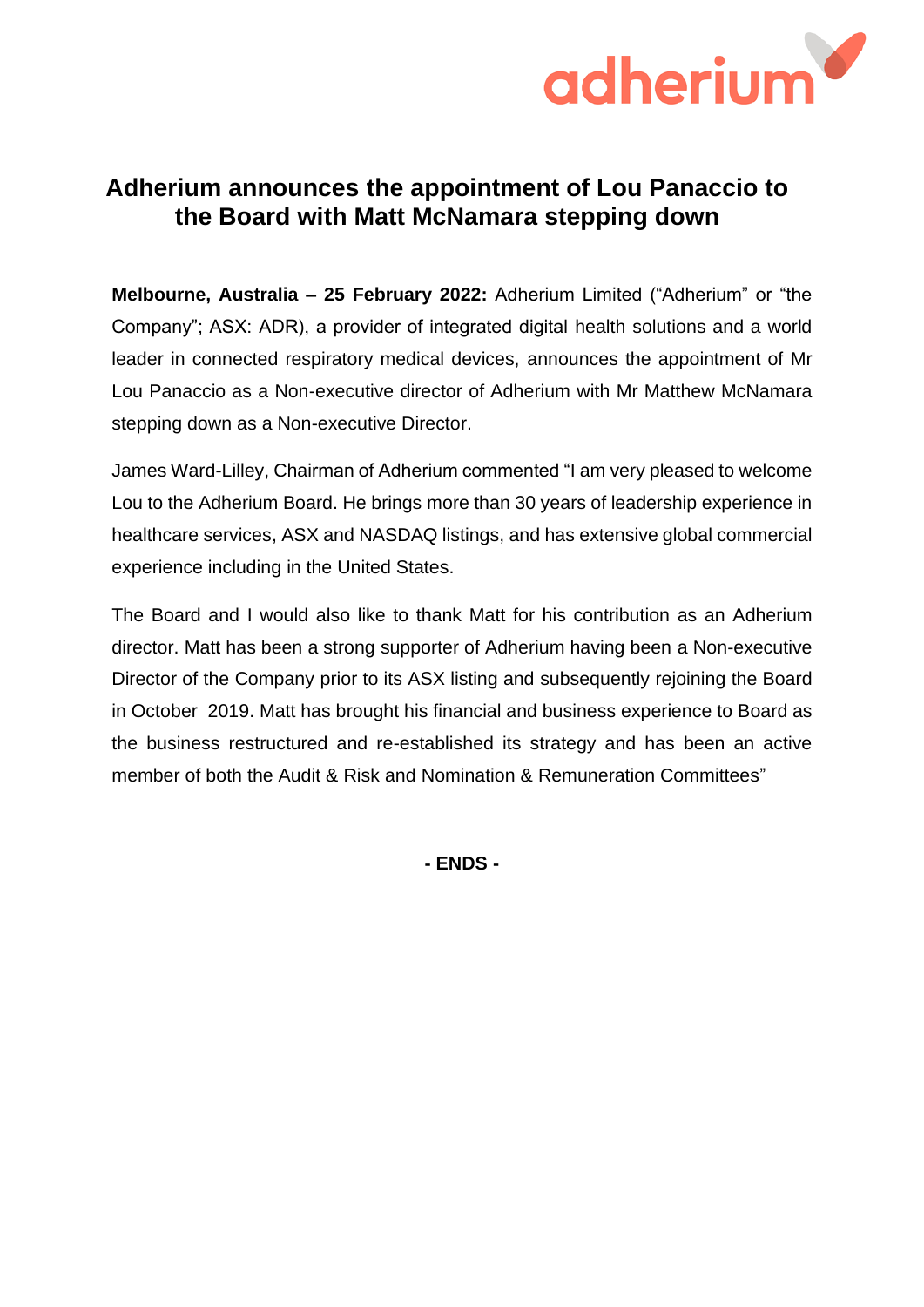# Adherium announces the appointment of Lou Panaccio to the Board with Matt McNamara stepping down

**Melbourne, Australia – 25 February 2022:** Adherium Limited ("Adherium" or "the Company"; ASX: ADR), a provider of integrated digital health solutions and a world leader in connected respiratory medical devices, announces the appointment of Mr Lou Panaccio as a Non-executive director of Adherium with Mr Matthew McNamara stepping down as a Non-executive Director.

James Ward-Lilley, Chairman of Adherium commented "I am very pleased to welcome Lou to the Adherium Board. He brings more than 30 years of leadership experience in healthcare services, ASX and NASDAQ listings, and has extensive global commercial experience including in the United States.

The Board and I would also like to thank Matt for his contribution as an Adherium director. Matt has been a strong supporter of Adherium having been a Non-executive Director of the Company prior to its ASX listing and subsequently rejoining the Board in October 2019. Matt has brought his financial and business experience to Board as the business restructured and re-established its strategy and has been an active member of both the Audit & Risk and Nomination & Remuneration Committees"

**- ENDS -**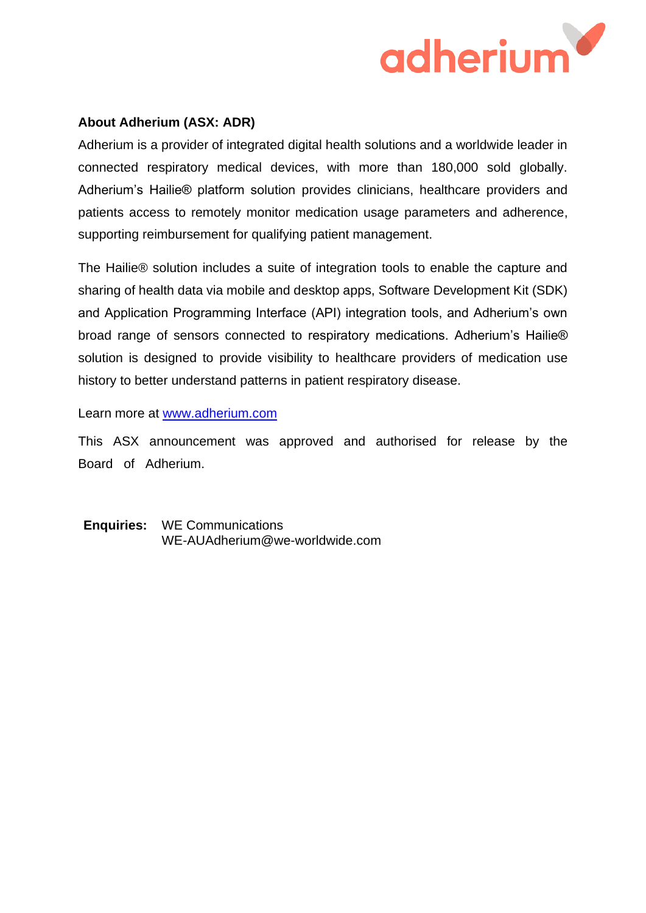**About Adherium (ASX: ADR)**

Adherium is a provider of integrated digital health solutions and a worldwide leader in connected respiratory medical devices, with more than 180,000 sold globally. Adherium's Hailie® platform solution provides clinicians, healthcare providers and patients access to remotely monitor medication usage parameters and adherence, supporting reimbursement for qualifying patient management.

The Hailie® solution includes a suite of integration tools to enable the capture and sharing of health data via mobile and desktop apps, Software Development Kit (SDK) and Application Programming Interface (API) integration tools, and Adherium's own broad range of sensors connected to respiratory medications. Adherium's Hailie® solution is designed to provide visibility to healthcare providers of medication use history to better understand patterns in patient respiratory disease.

Learn more at [www.adherium.com](http://www.adherium.com)

This ASX announcement was approved and authorised for release by the Board of Adherium.

**Enquiries:** WE Communications
WE-AUAdherium@we-worldwide.com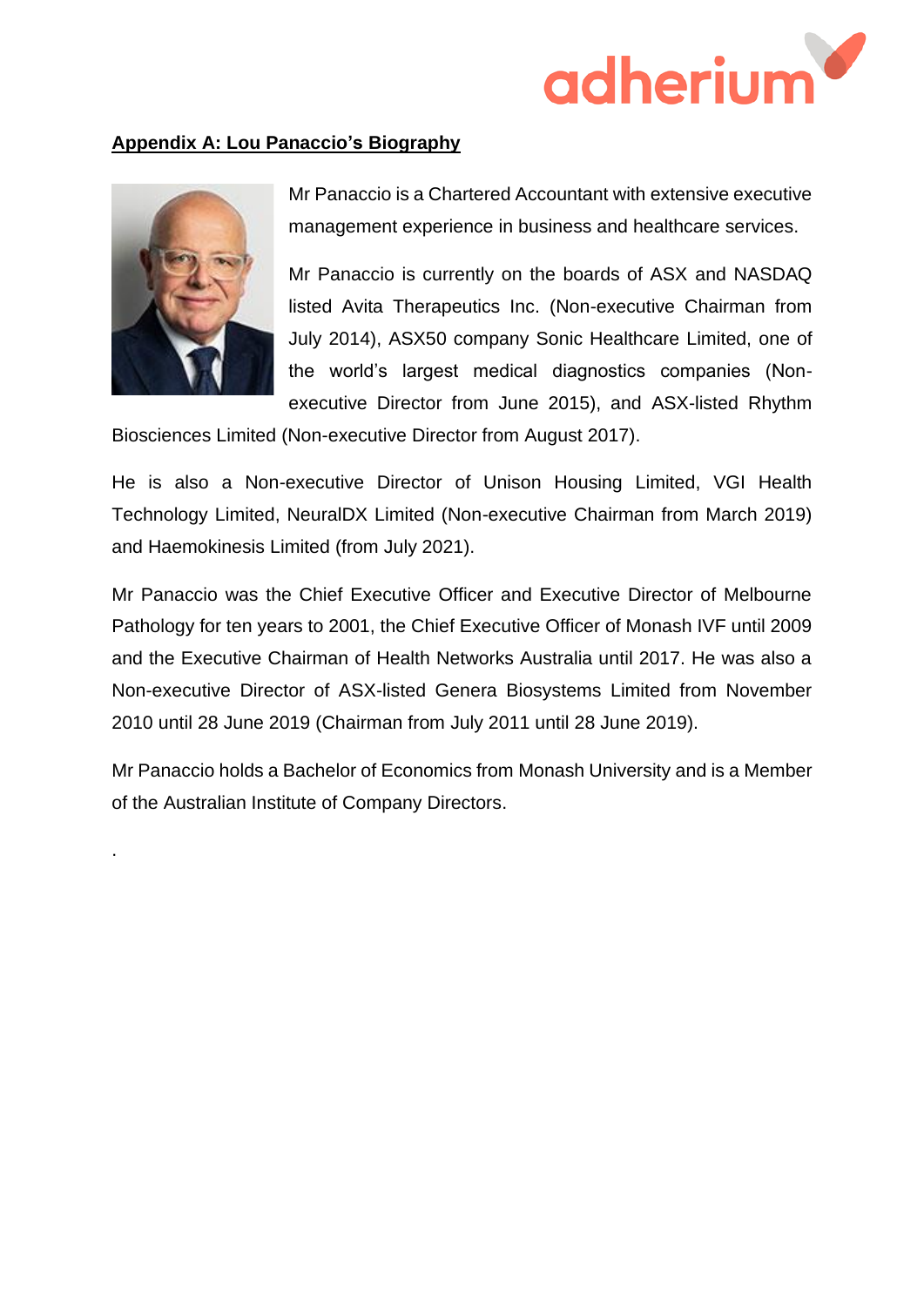## Appendix A: Lou Panaccio's Biography

Mr Panaccio is a Chartered Accountant with extensive executive management experience in business and healthcare services.

Mr Panaccio is currently on the boards of ASX and NASDAQ listed Avita Therapeutics Inc. (Non-executive Chairman from July 2014), ASX50 company Sonic Healthcare Limited, one of the world's largest medical diagnostics companies (Non-executive Director from June 2015), and ASX-listed Rhythm Biosciences Limited (Non-executive Director from August 2017).

He is also a Non-executive Director of Unison Housing Limited, VGI Health Technology Limited, NeuralDX Limited (Non-executive Chairman from March 2019) and Haemokinesis Limited (from July 2021).

Mr Panaccio was the Chief Executive Officer and Executive Director of Melbourne Pathology for ten years to 2001, the Chief Executive Officer of Monash IVF until 2009 and the Executive Chairman of Health Networks Australia until 2017. He was also a Non-executive Director of ASX-listed Genera Biosystems Limited from November 2010 until 28 June 2019 (Chairman from July 2011 until 28 June 2019).

Mr Panaccio holds a Bachelor of Economics from Monash University and is a Member of the Australian Institute of Company Directors.

.